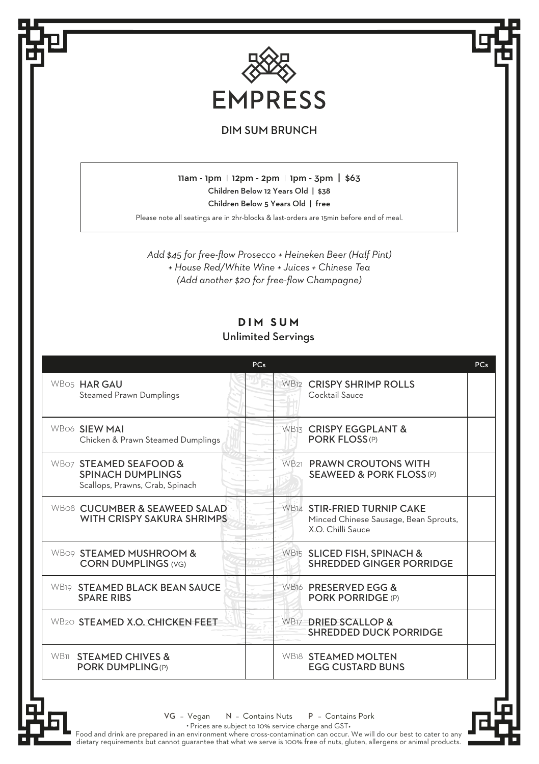# EMPRESS

## DIM SUM BRUNCH

**11am - 1pm | 12pm - 2pm | 1pm - 3pm | $63**

**Children Below 12 Years Old | $38**

**Children Below 5 Years Old | free**

Please note all seatings are in 2hr-blocks & last-orders are 15min before end of meal.

*Add $45 for free-flow Prosecco + Heineken Beer (Half Pint)*
*+ House Red/White Wine + Juices + Chinese Tea*
*(Add another $20 for free-flow Champagne)*

## DIM SUM

### Unlimited Servings

| | PCs | | PCs |
|---|---|---|---|
| WB05 **HAR GAU** Steamed Prawn Dumplings | | WB12 **CRISPY SHRIMP ROLLS** Cocktail Sauce | |
| WB06 **SIEW MAI** Chicken & Prawn Steamed Dumplings | | WB13 **CRISPY EGGPLANT & PORK FLOSS** (P) | |
| WB07 **STEAMED SEAFOOD & SPINACH DUMPLINGS** Scallops, Prawns, Crab, Spinach | | WB21 **PRAWN CROUTONS WITH SEAWEED & PORK FLOSS** (P) | |
| WB08 **CUCUMBER & SEAWEED SALAD WITH CRISPY SAKURA SHRIMPS** | | WB14 **STIR-FRIED TURNIP CAKE** Minced Chinese Sausage, Bean Sprouts, X.O. Chilli Sauce | |
| WB09 **STEAMED MUSHROOM & CORN DUMPLINGS** (VG) | | WB15 **SLICED FISH, SPINACH & SHREDDED GINGER PORRIDGE** | |
| WB19 **STEAMED BLACK BEAN SAUCE SPARE RIBS** | | WB16 **PRESERVED EGG & PORK PORRIDGE** (P) | |
| WB20 **STEAMED X.O. CHICKEN FEET** | | WB17 **DRIED SCALLOP & SHREDDED DUCK PORRIDGE** | |
| WB11 **STEAMED CHIVES & PORK DUMPLING** (P) | | WB18 **STEAMED MOLTEN EGG CUSTARD BUNS** | |

VG – Vegan N – Contains Nuts P – Contains Pork

• Prices are subject to 10% service charge and GST•

Food and drink are prepared in an environment where cross-contamination can occur. We will do our best to cater to any dietary requirements but cannot guarantee that what we serve is 100% free of nuts, gluten, allergens or animal products.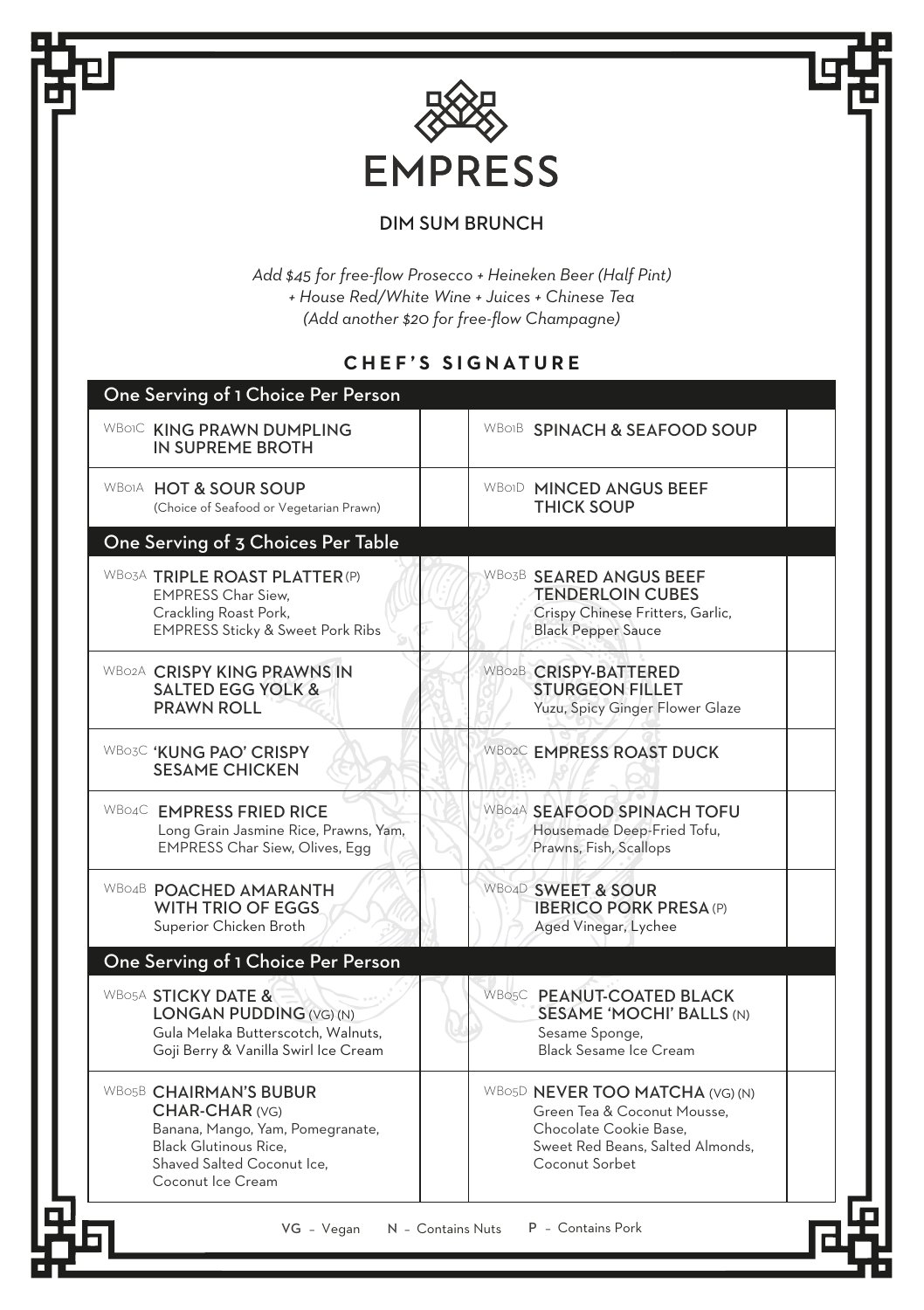# EMPRESS

## DIM SUM BRUNCH

*Add $45 for free-flow Prosecco + Heineken Beer (Half Pint)*
*+ House Red/White Wine + Juices + Chinese Tea*
*(Add another $20 for free-flow Champagne)*

## CHEF'S SIGNATURE

### One Serving of 1 Choice Per Person

| | |
|---|---|
| WB01C **KING PRAWN DUMPLING IN SUPREME BROTH** | WB01B **SPINACH & SEAFOOD SOUP** |
| WB01A **HOT & SOUR SOUP** (Choice of Seafood or Vegetarian Prawn) | WB01D **MINCED ANGUS BEEF THICK SOUP** |

### One Serving of 3 Choices Per Table

| | |
|---|---|
| WB03A **TRIPLE ROAST PLATTER** (P) EMPRESS Char Siew, Crackling Roast Pork, EMPRESS Sticky & Sweet Pork Ribs | WB03B **SEARED ANGUS BEEF TENDERLOIN CUBES** Crispy Chinese Fritters, Garlic, Black Pepper Sauce |
| WB02A **CRISPY KING PRAWNS IN SALTED EGG YOLK & PRAWN ROLL** | WB02B **CRISPY-BATTERED STURGEON FILLET** Yuzu, Spicy Ginger Flower Glaze |
| WB03C **'KUNG PAO' CRISPY SESAME CHICKEN** | WB02C **EMPRESS ROAST DUCK** |
| WB04C **EMPRESS FRIED RICE** Long Grain Jasmine Rice, Prawns, Yam, EMPRESS Char Siew, Olives, Egg | WB04A **SEAFOOD SPINACH TOFU** Housemade Deep-Fried Tofu, Prawns, Fish, Scallops |
| WB04B **POACHED AMARANTH WITH TRIO OF EGGS** Superior Chicken Broth | WB04D **SWEET & SOUR IBERICO PORK PRESA** (P) Aged Vinegar, Lychee |

### One Serving of 1 Choice Per Person

| | |
|---|---|
| WB05A **STICKY DATE & LONGAN PUDDING** (VG) (N) Gula Melaka Butterscotch, Walnuts, Goji Berry & Vanilla Swirl Ice Cream | WB05C **PEANUT-COATED BLACK SESAME 'MOCHI' BALLS** (N) Sesame Sponge, Black Sesame Ice Cream |
| WB05B **CHAIRMAN'S BUBUR CHAR-CHAR** (VG) Banana, Mango, Yam, Pomegranate, Black Glutinous Rice, Shaved Salted Coconut Ice, Coconut Ice Cream | WB05D **NEVER TOO MATCHA** (VG) (N) Green Tea & Coconut Mousse, Chocolate Cookie Base, Sweet Red Beans, Salted Almonds, Coconut Sorbet |

VG – Vegan  N – Contains Nuts  P – Contains Pork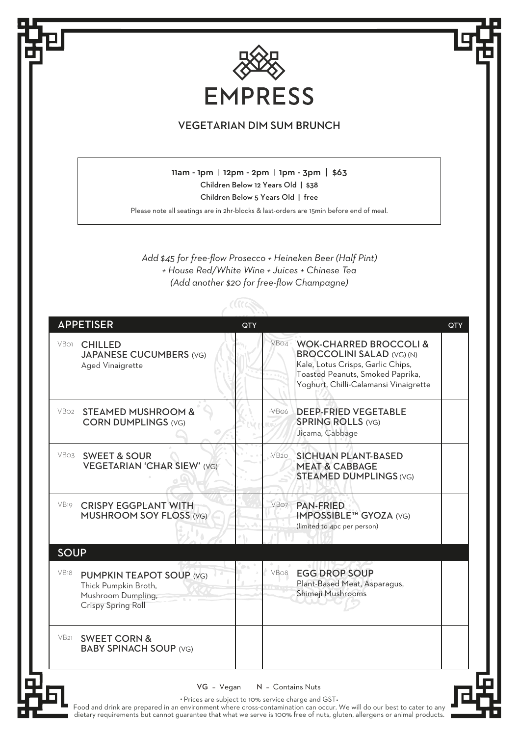# EMPRESS

## VEGETARIAN DIM SUM BRUNCH

11am - 1pm | 12pm - 2pm | 1pm - 3pm | $63
Children Below 12 Years Old | $38
Children Below 5 Years Old | free

Please note all seatings are in 2hr-blocks & last-orders are 15min before end of meal.

*Add $45 for free-flow Prosecco + Heineken Beer (Half Pint)*
*+ House Red/White Wine + Juices + Chinese Tea*
*(Add another $20 for free-flow Champagne)*

| APPETISER | QTY | | QTY |
| --- | --- | --- | --- |
| VB01 **CHILLED JAPANESE CUCUMBERS** (VG)<br>Aged Vinaigrette | | VB04 **WOK-CHARRED BROCCOLI & BROCCOLINI SALAD** (VG) (N)<br>Kale, Lotus Crisps, Garlic Chips, Toasted Peanuts, Smoked Paprika, Yoghurt, Chilli-Calamansi Vinaigrette | |
| VB02 **STEAMED MUSHROOM & CORN DUMPLINGS** (VG) | | VB06 **DEEP-FRIED VEGETABLE SPRING ROLLS** (VG)<br>Jicama, Cabbage | |
| VB03 **SWEET & SOUR VEGETARIAN 'CHAR SIEW'** (VG) | | VB20 **SICHUAN PLANT-BASED MEAT & CABBAGE STEAMED DUMPLINGS** (VG) | |
| VB19 **CRISPY EGGPLANT WITH MUSHROOM SOY FLOSS** (VG) | | VB07 **PAN-FRIED IMPOSSIBLE™ GYOZA** (VG)<br>(limited to 4pc per person) | |

| SOUP | | | |
| --- | --- | --- | --- |
| VB18 **PUMPKIN TEAPOT SOUP** (VG)<br>Thick Pumpkin Broth, Mushroom Dumpling, Crispy Spring Roll | | VB08 **EGG DROP SOUP**<br>Plant-Based Meat, Asparagus, Shimeji Mushrooms | |
| VB21 **SWEET CORN & BABY SPINACH SOUP** (VG) | | | |

VG – Vegan N – Contains Nuts

• Prices are subject to 10% service charge and GST•

Food and drink are prepared in an environment where cross-contamination can occur. We will do our best to cater to any dietary requirements but cannot guarantee that what we serve is 100% free of nuts, gluten, allergens or animal products.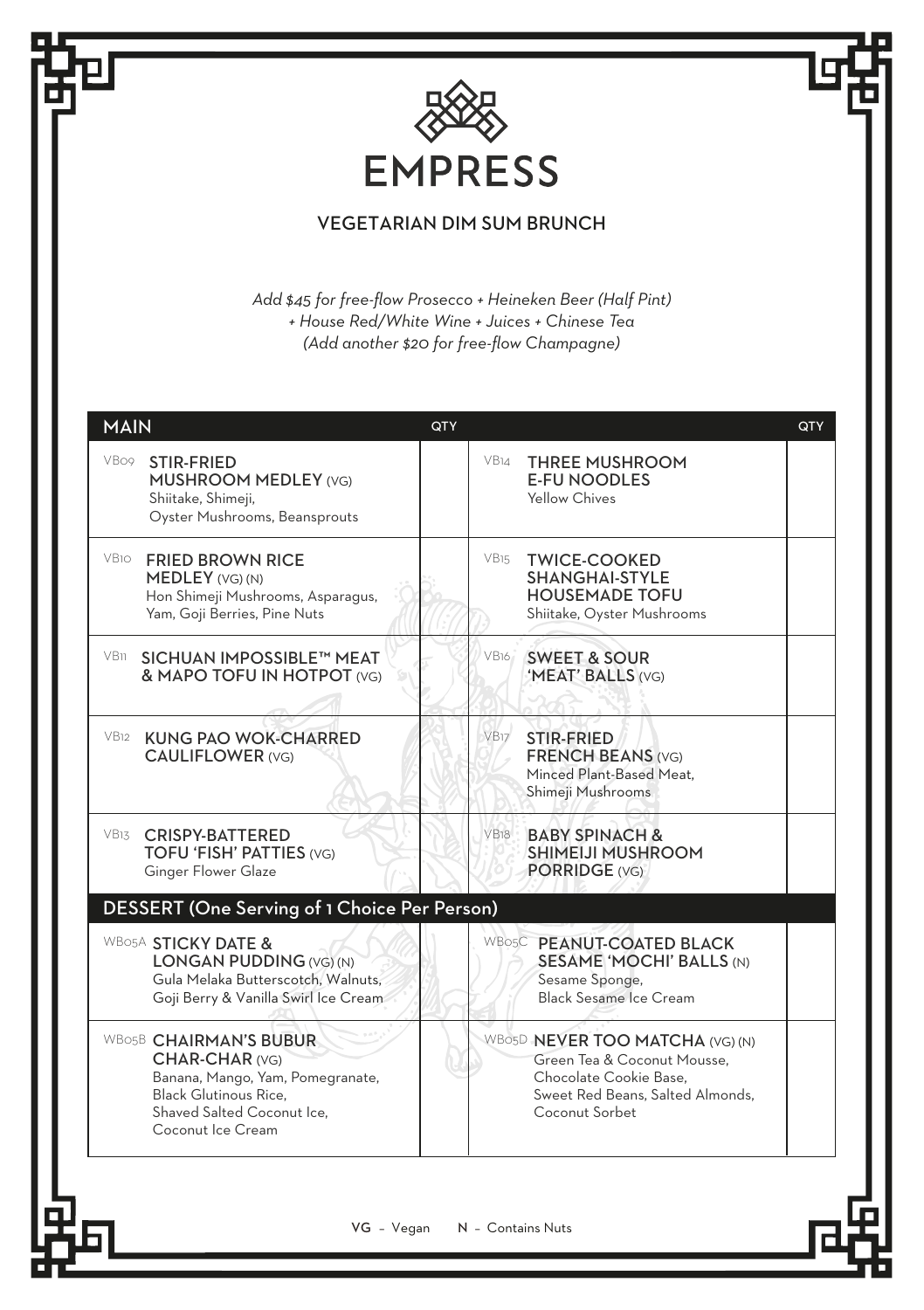# EMPRESS

## VEGETARIAN DIM SUM BRUNCH

*Add $45 for free-flow Prosecco + Heineken Beer (Half Pint) + House Red/White Wine + Juices + Chinese Tea (Add another $20 for free-flow Champagne)*

| MAIN | QTY | | QTY |
|---|---|---|---|
| VB09 **STIR-FRIED MUSHROOM MEDLEY** (VG)<br>Shiitake, Shimeji, Oyster Mushrooms, Beansprouts | | VB14 **THREE MUSHROOM E-FU NOODLES**<br>Yellow Chives | |
| VB10 **FRIED BROWN RICE MEDLEY** (VG) (N)<br>Hon Shimeji Mushrooms, Asparagus, Yam, Goji Berries, Pine Nuts | | VB15 **TWICE-COOKED SHANGHAI-STYLE HOUSEMADE TOFU**<br>Shiitake, Oyster Mushrooms | |
| VB11 **SICHUAN IMPOSSIBLE™ MEAT & MAPO TOFU IN HOTPOT** (VG) | | VB16 **SWEET & SOUR 'MEAT' BALLS** (VG) | |
| VB12 **KUNG PAO WOK-CHARRED CAULIFLOWER** (VG) | | VB17 **STIR-FRIED FRENCH BEANS** (VG)<br>Minced Plant-Based Meat, Shimeji Mushrooms | |
| VB13 **CRISPY-BATTERED TOFU 'FISH' PATTIES** (VG)<br>Ginger Flower Glaze | | VB18 **BABY SPINACH & SHIMEIJI MUSHROOM PORRIDGE** (VG) | |
| **DESSERT (One Serving of 1 Choice Per Person)** | | | |
| WB05A **STICKY DATE & LONGAN PUDDING** (VG) (N)<br>Gula Melaka Butterscotch, Walnuts, Goji Berry & Vanilla Swirl Ice Cream | | WB05C **PEANUT-COATED BLACK SESAME 'MOCHI' BALLS** (N)<br>Sesame Sponge, Black Sesame Ice Cream | |
| WB05B **CHAIRMAN'S BUBUR CHAR-CHAR** (VG)<br>Banana, Mango, Yam, Pomegranate, Black Glutinous Rice, Shaved Salted Coconut Ice, Coconut Ice Cream | | WB05D **NEVER TOO MATCHA** (VG) (N)<br>Green Tea & Coconut Mousse, Chocolate Cookie Base, Sweet Red Beans, Salted Almonds, Coconut Sorbet | |

**VG** – Vegan **N** – Contains Nuts